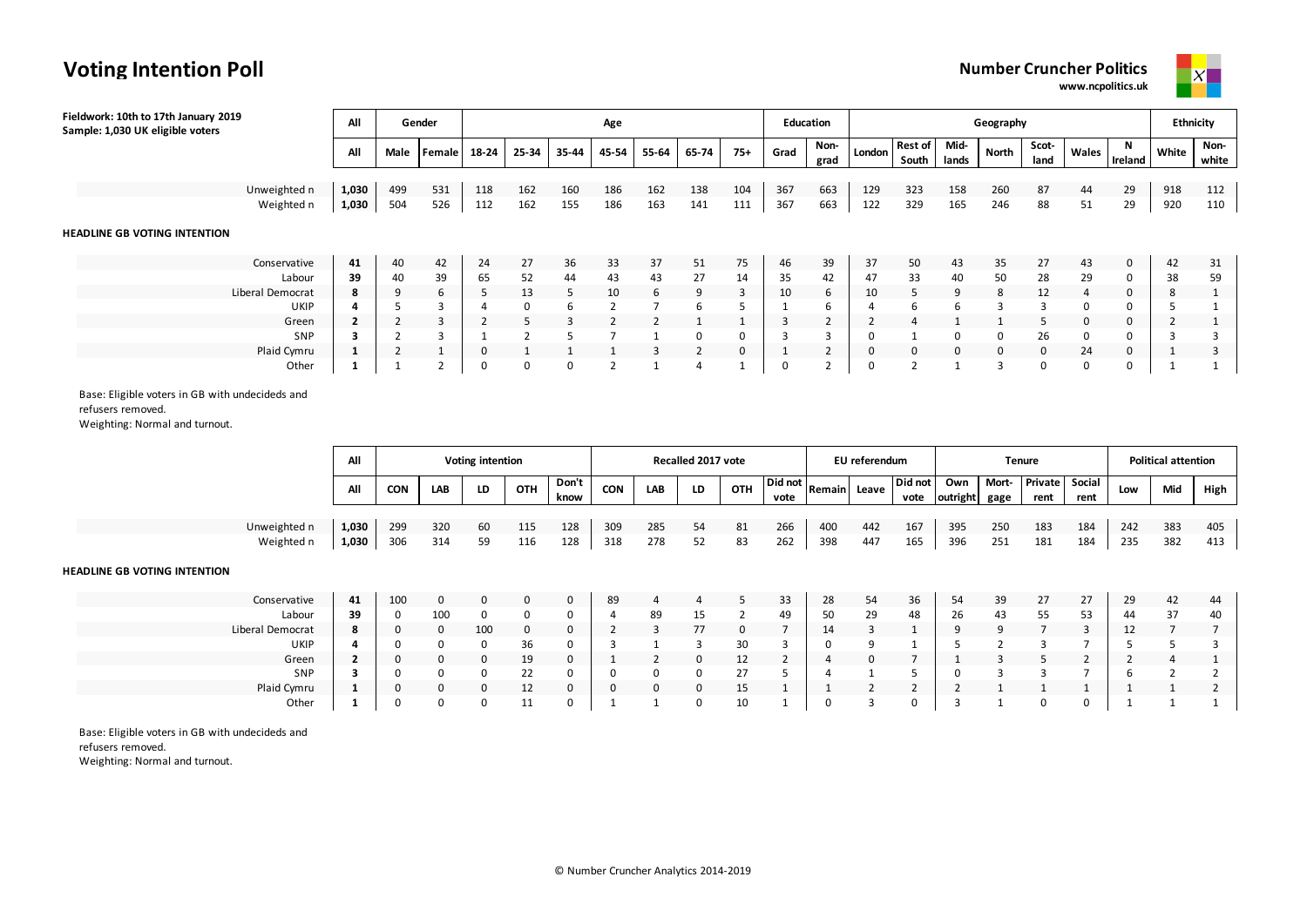# Voting Intention Poll

**Number Cruncher Politics**
**www.ncpolitics.uk**

**Fieldwork: 10th to 17th January 2019**
**Sample: 1,030 UK eligible voters**

| | All | Gender | | Age | | | | | | | Education | | Geography | | | | | | | Ethnicity | |
|---|---|---|---|---|---|---|---|---|---|---|---|---|---|---|---|---|---|---|---|---|---|
| | All | Male | Female | 18-24 | 25-34 | 35-44 | 45-54 | 55-64 | 65-74 | 75+ | Grad | Non-grad | London | Rest of South | Mid-lands | North | Scot-land | Wales | N Ireland | White | Non-white |
| Unweighted n | 1,030 | 499 | 531 | 118 | 162 | 160 | 186 | 162 | 138 | 104 | 367 | 663 | 129 | 323 | 158 | 260 | 87 | 44 | 29 | 918 | 112 |
| Weighted n | 1,030 | 504 | 526 | 112 | 162 | 155 | 186 | 163 | 141 | 111 | 367 | 663 | 122 | 329 | 165 | 246 | 88 | 51 | 29 | 920 | 110 |
| **HEADLINE GB VOTING INTENTION** | | | | | | | | | | | | | | | | | | | | | |
| Conservative | 41 | 40 | 42 | 24 | 27 | 36 | 33 | 37 | 51 | 75 | 46 | 39 | 37 | 50 | 43 | 35 | 27 | 43 | 0 | 42 | 31 |
| Labour | 39 | 40 | 39 | 65 | 52 | 44 | 43 | 43 | 27 | 14 | 35 | 42 | 47 | 33 | 40 | 50 | 28 | 29 | 0 | 38 | 59 |
| Liberal Democrat | 8 | 9 | 6 | 5 | 13 | 5 | 10 | 6 | 9 | 3 | 10 | 6 | 10 | 5 | 9 | 8 | 12 | 4 | 0 | 8 | 1 |
| UKIP | 4 | 5 | 3 | 4 | 0 | 6 | 2 | 7 | 6 | 5 | 1 | 6 | 4 | 6 | 6 | 3 | 3 | 0 | 0 | 5 | 1 |
| Green | 2 | 2 | 3 | 2 | 5 | 3 | 2 | 2 | 1 | 1 | 3 | 2 | 2 | 4 | 1 | 1 | 5 | 0 | 0 | 2 | 1 |
| SNP | 3 | 2 | 3 | 1 | 2 | 5 | 7 | 1 | 0 | 0 | 3 | 3 | 0 | 1 | 0 | 0 | 26 | 0 | 0 | 3 | 3 |
| Plaid Cymru | 1 | 2 | 1 | 0 | 1 | 1 | 1 | 3 | 2 | 0 | 1 | 2 | 0 | 0 | 0 | 0 | 0 | 24 | 0 | 1 | 3 |
| Other | 1 | 1 | 2 | 0 | 0 | 0 | 2 | 1 | 4 | 1 | 0 | 2 | 0 | 2 | 1 | 3 | 0 | 0 | 0 | 1 | 1 |

Base: Eligible voters in GB with undecideds and refusers removed.
Weighting: Normal and turnout.

| | All | Voting intention | | | | | Recalled 2017 vote | | | | | EU referendum | | | Tenure | | | | Political attention | | |
|---|---|---|---|---|---|---|---|---|---|---|---|---|---|---|---|---|---|---|---|---|---|
| | All | CON | LAB | LD | OTH | Don't know | CON | LAB | LD | OTH | Did not vote | Remain | Leave | Did not vote | Own outright | Mort-gage | Private rent | Social rent | Low | Mid | High |
| Unweighted n | 1,030 | 299 | 320 | 60 | 115 | 128 | 309 | 285 | 54 | 81 | 266 | 400 | 442 | 167 | 395 | 250 | 183 | 184 | 242 | 383 | 405 |
| Weighted n | 1,030 | 306 | 314 | 59 | 116 | 128 | 318 | 278 | 52 | 83 | 262 | 398 | 447 | 165 | 396 | 251 | 181 | 184 | 235 | 382 | 413 |
| **HEADLINE GB VOTING INTENTION** | | | | | | | | | | | | | | | | | | | | | |
| Conservative | 41 | 100 | 0 | 0 | 0 | 0 | 89 | 4 | 4 | 5 | 33 | 28 | 54 | 36 | 54 | 39 | 27 | 27 | 29 | 42 | 44 |
| Labour | 39 | 0 | 100 | 0 | 0 | 0 | 4 | 89 | 15 | 2 | 49 | 50 | 29 | 48 | 26 | 43 | 55 | 53 | 44 | 37 | 40 |
| Liberal Democrat | 8 | 0 | 0 | 100 | 0 | 0 | 2 | 3 | 77 | 0 | 7 | 14 | 3 | 1 | 9 | 9 | 7 | 3 | 12 | 7 | 7 |
| UKIP | 4 | 0 | 0 | 0 | 36 | 0 | 3 | 1 | 3 | 30 | 3 | 0 | 9 | 1 | 5 | 2 | 3 | 7 | 5 | 5 | 3 |
| Green | 2 | 0 | 0 | 0 | 19 | 0 | 1 | 2 | 0 | 12 | 2 | 4 | 0 | 7 | 1 | 3 | 5 | 2 | 2 | 4 | 1 |
| SNP | 3 | 0 | 0 | 0 | 22 | 0 | 0 | 0 | 0 | 27 | 5 | 4 | 1 | 5 | 0 | 3 | 3 | 7 | 6 | 2 | 2 |
| Plaid Cymru | 1 | 0 | 0 | 0 | 12 | 0 | 0 | 0 | 0 | 15 | 1 | 1 | 2 | 2 | 2 | 1 | 1 | 1 | 1 | 1 | 2 |
| Other | 1 | 0 | 0 | 0 | 11 | 0 | 1 | 1 | 0 | 10 | 1 | 0 | 3 | 0 | 3 | 1 | 0 | 0 | 1 | 1 | 1 |

Base: Eligible voters in GB with undecideds and refusers removed.
Weighting: Normal and turnout.

© Number Cruncher Analytics 2014-2019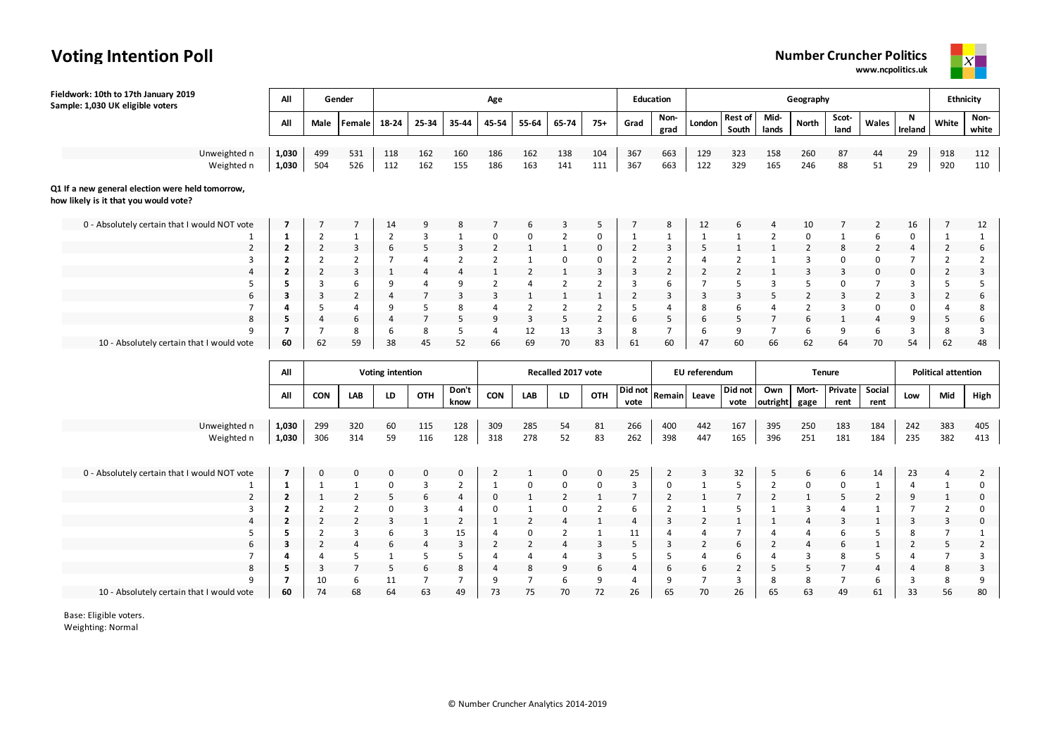# Voting Intention Poll

**Number Cruncher Politics**
www.ncpolitics.uk

**Fieldwork: 10th to 17th January 2019**
**Sample: 1,030 UK eligible voters**

| | All | Gender | | Age | | | | | | | Education | | Geography | | | | | | | Ethnicity | |
|---|---|---|---|---|---|---|---|---|---|---|---|---|---|---|---|---|---|---|---|---|---|
| | All | Male | Female | 18-24 | 25-34 | 35-44 | 45-54 | 55-64 | 65-74 | 75+ | Grad | Non-grad | London | Rest of South | Mid-lands | North | Scot-land | Wales | N Ireland | White | Non-white |
| Unweighted n | **1,030** | 499 | 531 | 118 | 162 | 160 | 186 | 162 | 138 | 104 | 367 | 663 | 129 | 323 | 158 | 260 | 87 | 44 | 29 | 918 | 112 |
| Weighted n | **1,030** | 504 | 526 | 112 | 162 | 155 | 186 | 163 | 141 | 111 | 367 | 663 | 122 | 329 | 165 | 246 | 88 | 51 | 29 | 920 | 110 |

**Q1 If a new general election were held tomorrow, how likely is it that you would vote?**

| | All | Male | Female | 18-24 | 25-34 | 35-44 | 45-54 | 55-64 | 65-74 | 75+ | Grad | Non-grad | London | Rest of South | Mid-lands | North | Scot-land | Wales | N Ireland | White | Non-white |
|---|---|---|---|---|---|---|---|---|---|---|---|---|---|---|---|---|---|---|---|---|---|
| 0 - Absolutely certain that I would NOT vote | **7** | 7 | 7 | 14 | 9 | 8 | 7 | 6 | 3 | 5 | 7 | 8 | 12 | 6 | 4 | 10 | 7 | 2 | 16 | 7 | 12 |
| 1 | **1** | 2 | 1 | 2 | 3 | 1 | 0 | 0 | 2 | 0 | 1 | 1 | 1 | 1 | 2 | 0 | 1 | 6 | 0 | 1 | 1 |
| 2 | **2** | 2 | 3 | 6 | 5 | 3 | 2 | 1 | 1 | 0 | 2 | 3 | 5 | 1 | 1 | 2 | 8 | 2 | 4 | 2 | 6 |
| 3 | **2** | 2 | 2 | 7 | 4 | 2 | 2 | 1 | 0 | 0 | 2 | 2 | 4 | 2 | 1 | 3 | 0 | 0 | 7 | 2 | 2 |
| 4 | **2** | 2 | 3 | 1 | 4 | 4 | 1 | 2 | 1 | 3 | 3 | 2 | 2 | 2 | 1 | 3 | 3 | 0 | 0 | 2 | 3 |
| 5 | **5** | 3 | 6 | 9 | 4 | 9 | 2 | 4 | 2 | 2 | 3 | 6 | 7 | 5 | 3 | 5 | 0 | 7 | 3 | 5 | 5 |
| 6 | **3** | 3 | 2 | 4 | 7 | 3 | 3 | 1 | 1 | 1 | 2 | 3 | 3 | 3 | 5 | 2 | 3 | 2 | 3 | 2 | 6 |
| 7 | **4** | 5 | 4 | 9 | 5 | 8 | 4 | 2 | 2 | 2 | 5 | 4 | 8 | 6 | 4 | 2 | 3 | 0 | 0 | 4 | 8 |
| 8 | **5** | 4 | 6 | 4 | 7 | 5 | 9 | 3 | 5 | 2 | 6 | 5 | 6 | 5 | 7 | 6 | 1 | 4 | 9 | 5 | 6 |
| 9 | **7** | 7 | 8 | 6 | 8 | 5 | 4 | 12 | 13 | 3 | 8 | 7 | 6 | 9 | 7 | 6 | 9 | 6 | 3 | 8 | 3 |
| 10 - Absolutely certain that I would vote | **60** | 62 | 59 | 38 | 45 | 52 | 66 | 69 | 70 | 83 | 61 | 60 | 47 | 60 | 66 | 62 | 64 | 70 | 54 | 62 | 48 |

| | All | Voting intention | | | | | Recalled 2017 vote | | | | | EU referendum | | | Tenure | | | | Political attention | | |
|---|---|---|---|---|---|---|---|---|---|---|---|---|---|---|---|---|---|---|---|---|---|
| | All | CON | LAB | LD | OTH | Don't know | CON | LAB | LD | OTH | Did not vote | Remain | Leave | Did not vote | Own outright | Mort-gage | Private rent | Social rent | Low | Mid | High |
| Unweighted n | **1,030** | 299 | 320 | 60 | 115 | 128 | 309 | 285 | 54 | 81 | 266 | 400 | 442 | 167 | 395 | 250 | 183 | 184 | 242 | 383 | 405 |
| Weighted n | **1,030** | 306 | 314 | 59 | 116 | 128 | 318 | 278 | 52 | 83 | 262 | 398 | 447 | 165 | 396 | 251 | 181 | 184 | 235 | 382 | 413 |
| 0 - Absolutely certain that I would NOT vote | **7** | 0 | 0 | 0 | 0 | 0 | 2 | 1 | 0 | 0 | 25 | 2 | 3 | 32 | 5 | 6 | 6 | 14 | 23 | 4 | 2 |
| 1 | **1** | 1 | 1 | 0 | 3 | 2 | 1 | 0 | 0 | 0 | 3 | 0 | 1 | 5 | 2 | 0 | 0 | 1 | 4 | 1 | 0 |
| 2 | **2** | 1 | 2 | 5 | 6 | 4 | 0 | 1 | 2 | 1 | 7 | 2 | 1 | 7 | 2 | 1 | 5 | 2 | 9 | 1 | 0 |
| 3 | **2** | 2 | 2 | 0 | 3 | 4 | 0 | 1 | 0 | 2 | 6 | 2 | 1 | 5 | 1 | 3 | 4 | 1 | 7 | 2 | 0 |
| 4 | **2** | 2 | 2 | 3 | 1 | 2 | 1 | 2 | 4 | 1 | 4 | 3 | 2 | 1 | 1 | 4 | 3 | 1 | 3 | 3 | 0 |
| 5 | **5** | 2 | 3 | 6 | 3 | 15 | 4 | 0 | 2 | 1 | 11 | 4 | 4 | 7 | 4 | 4 | 6 | 5 | 8 | 7 | 1 |
| 6 | **3** | 2 | 4 | 6 | 4 | 3 | 2 | 2 | 4 | 3 | 5 | 3 | 2 | 6 | 2 | 4 | 6 | 1 | 2 | 5 | 2 |
| 7 | **4** | 4 | 5 | 1 | 5 | 5 | 4 | 4 | 4 | 3 | 5 | 5 | 4 | 6 | 4 | 3 | 8 | 5 | 4 | 7 | 3 |
| 8 | **5** | 3 | 7 | 5 | 6 | 8 | 4 | 8 | 9 | 6 | 4 | 6 | 6 | 2 | 5 | 5 | 7 | 4 | 4 | 8 | 3 |
| 9 | **7** | 10 | 6 | 11 | 7 | 7 | 9 | 7 | 6 | 9 | 4 | 9 | 7 | 3 | 8 | 8 | 7 | 6 | 3 | 8 | 9 |
| 10 - Absolutely certain that I would vote | **60** | 74 | 68 | 64 | 63 | 49 | 73 | 75 | 70 | 72 | 26 | 65 | 70 | 26 | 65 | 63 | 49 | 61 | 33 | 56 | 80 |

Base: Eligible voters.
Weighting: Normal

© Number Cruncher Analytics 2014-2019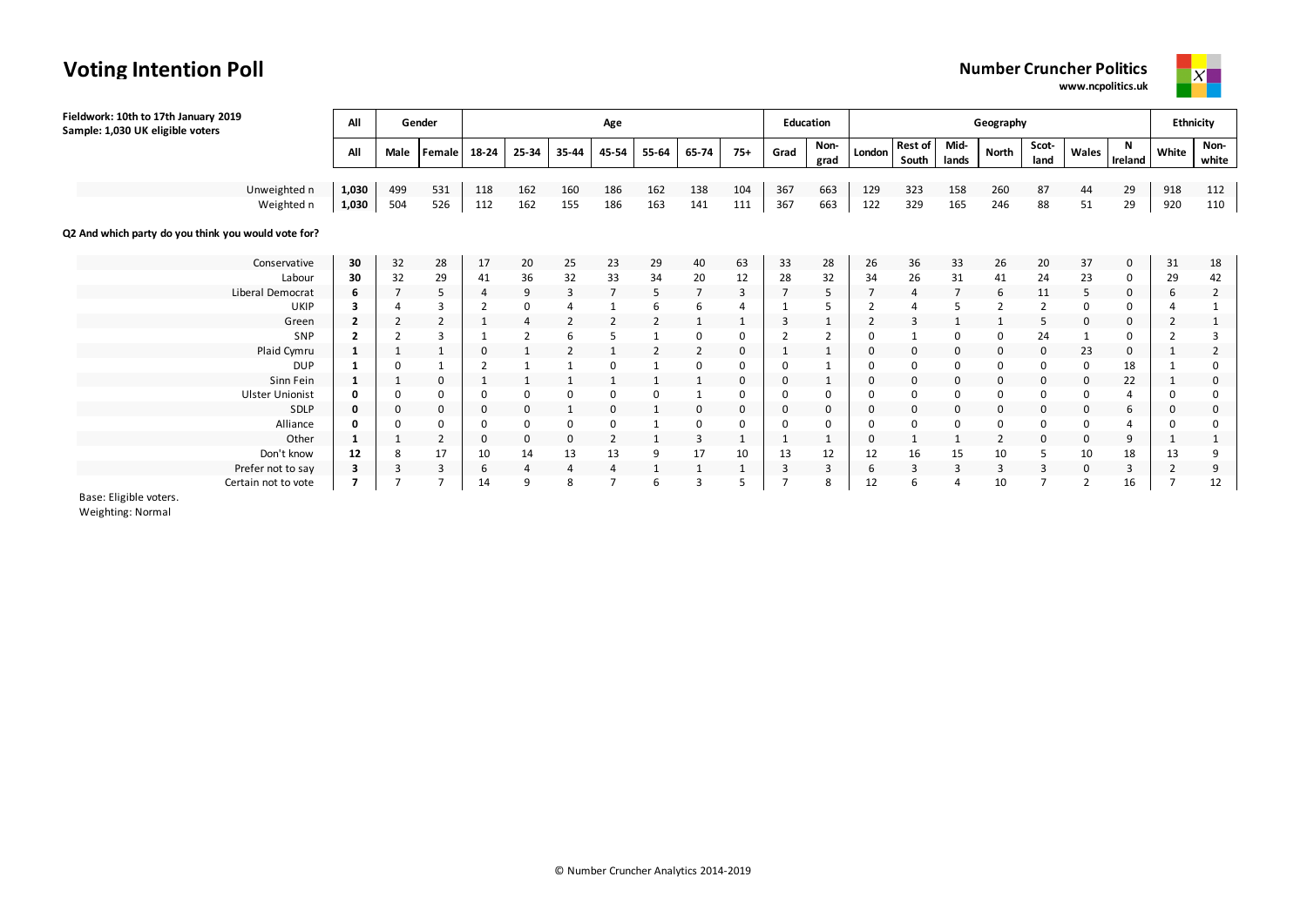# Voting Intention Poll

**Number Cruncher Politics**
www.ncpolitics.uk

**Fieldwork: 10th to 17th January 2019**
**Sample: 1,030 UK eligible voters**

| | All | Gender | | Age | | | | | | | Education | | Geography | | | | | | | Ethnicity | |
|---|---|---|---|---|---|---|---|---|---|---|---|---|---|---|---|---|---|---|---|---|---|
| | All | Male | Female | 18-24 | 25-34 | 35-44 | 45-54 | 55-64 | 65-74 | 75+ | Grad | Non-grad | London | Rest of South | Mid-lands | North | Scot-land | Wales | N Ireland | White | Non-white |
| Unweighted n | **1,030** | 499 | 531 | 118 | 162 | 160 | 186 | 162 | 138 | 104 | 367 | 663 | 129 | 323 | 158 | 260 | 87 | 44 | 29 | 918 | 112 |
| Weighted n | **1,030** | 504 | 526 | 112 | 162 | 155 | 186 | 163 | 141 | 111 | 367 | 663 | 122 | 329 | 165 | 246 | 88 | 51 | 29 | 920 | 110 |

**Q2 And which party do you think you would vote for?**

| | All | Male | Female | 18-24 | 25-34 | 35-44 | 45-54 | 55-64 | 65-74 | 75+ | Grad | Non-grad | London | Rest of South | Mid-lands | North | Scot-land | Wales | N Ireland | White | Non-white |
|---|---|---|---|---|---|---|---|---|---|---|---|---|---|---|---|---|---|---|---|---|---|
| Conservative | **30** | 32 | 28 | 17 | 20 | 25 | 23 | 29 | 40 | 63 | 33 | 28 | 26 | 36 | 33 | 26 | 20 | 37 | 0 | 31 | 18 |
| Labour | **30** | 32 | 29 | 41 | 36 | 32 | 33 | 34 | 20 | 12 | 28 | 32 | 34 | 26 | 31 | 41 | 24 | 23 | 0 | 29 | 42 |
| Liberal Democrat | **6** | 7 | 5 | 4 | 9 | 3 | 7 | 5 | 7 | 3 | 7 | 5 | 7 | 4 | 7 | 6 | 11 | 5 | 0 | 6 | 2 |
| UKIP | **3** | 4 | 3 | 2 | 0 | 4 | 1 | 6 | 6 | 4 | 1 | 5 | 2 | 4 | 5 | 2 | 2 | 0 | 0 | 4 | 1 |
| Green | **2** | 2 | 2 | 1 | 4 | 2 | 2 | 2 | 1 | 1 | 3 | 1 | 2 | 3 | 1 | 1 | 5 | 0 | 0 | 2 | 1 |
| SNP | **2** | 2 | 3 | 1 | 2 | 6 | 5 | 1 | 0 | 0 | 2 | 2 | 0 | 1 | 0 | 0 | 24 | 1 | 0 | 2 | 3 |
| Plaid Cymru | **1** | 1 | 1 | 0 | 1 | 2 | 1 | 2 | 2 | 0 | 1 | 1 | 0 | 0 | 0 | 0 | 0 | 23 | 0 | 1 | 2 |
| DUP | **1** | 0 | 1 | 2 | 1 | 1 | 0 | 1 | 0 | 0 | 0 | 1 | 0 | 0 | 0 | 0 | 0 | 0 | 18 | 1 | 0 |
| Sinn Fein | **1** | 1 | 0 | 1 | 1 | 1 | 1 | 1 | 1 | 0 | 0 | 1 | 0 | 0 | 0 | 0 | 0 | 0 | 22 | 1 | 0 |
| Ulster Unionist | **0** | 0 | 0 | 0 | 0 | 0 | 0 | 0 | 1 | 0 | 0 | 0 | 0 | 0 | 0 | 0 | 0 | 0 | 4 | 0 | 0 |
| SDLP | **0** | 0 | 0 | 0 | 0 | 1 | 0 | 1 | 0 | 0 | 0 | 0 | 0 | 0 | 0 | 0 | 0 | 0 | 6 | 0 | 0 |
| Alliance | **0** | 0 | 0 | 0 | 0 | 0 | 0 | 1 | 0 | 0 | 0 | 0 | 0 | 0 | 0 | 0 | 0 | 0 | 4 | 0 | 0 |
| Other | **1** | 1 | 2 | 0 | 0 | 0 | 2 | 1 | 3 | 1 | 1 | 1 | 0 | 1 | 1 | 2 | 0 | 0 | 9 | 1 | 1 |
| Don't know | **12** | 8 | 17 | 10 | 14 | 13 | 13 | 9 | 17 | 10 | 13 | 12 | 12 | 16 | 15 | 10 | 5 | 10 | 18 | 13 | 9 |
| Prefer not to say | **3** | 3 | 3 | 6 | 4 | 4 | 4 | 1 | 1 | 1 | 3 | 3 | 6 | 3 | 3 | 3 | 3 | 0 | 3 | 2 | 9 |
| Certain not to vote | **7** | 7 | 7 | 14 | 9 | 8 | 7 | 6 | 3 | 5 | 7 | 8 | 12 | 6 | 4 | 10 | 7 | 2 | 16 | 7 | 12 |

Base: Eligible voters.
Weighting: Normal

© Number Cruncher Analytics 2014-2019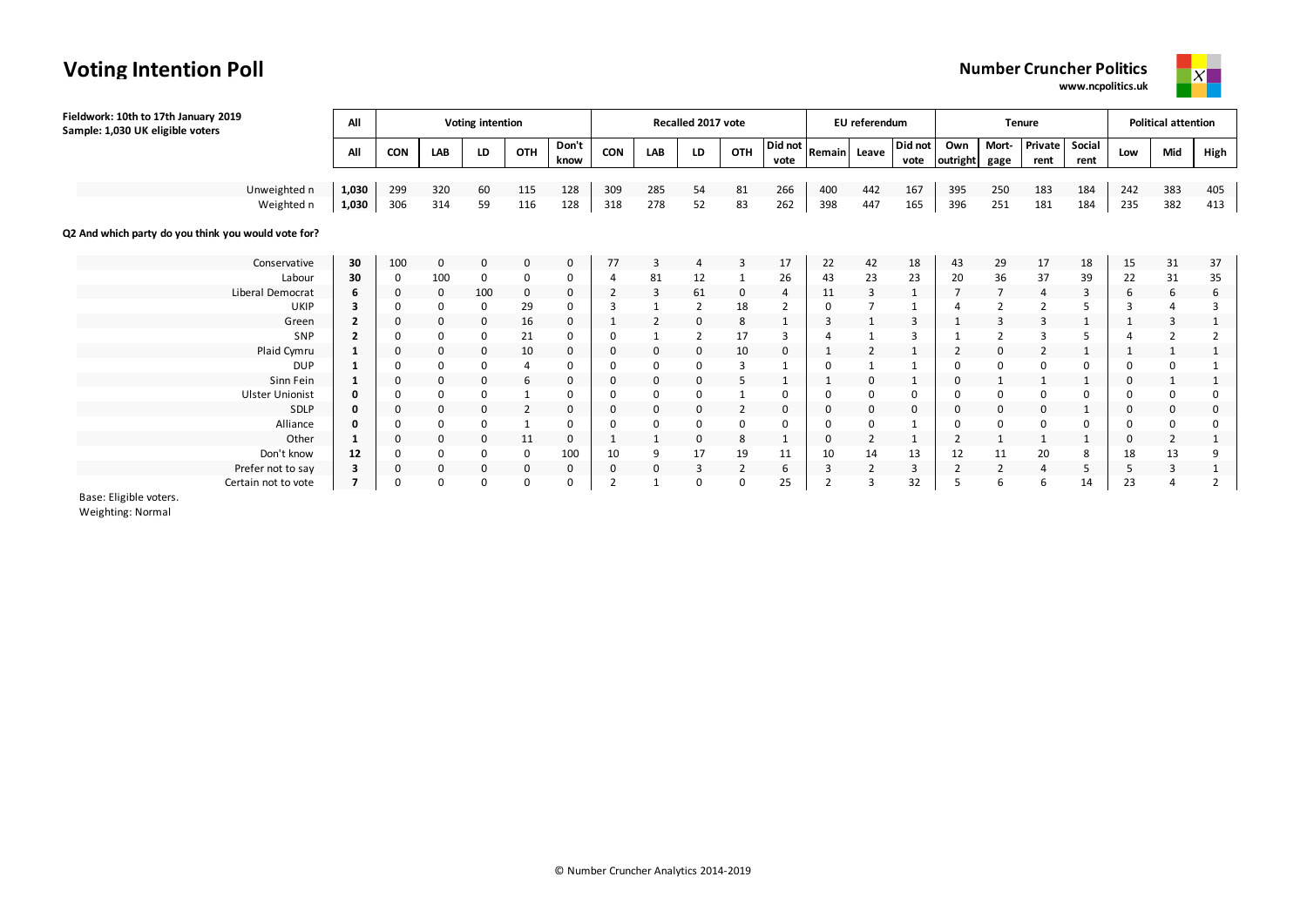# Voting Intention Poll

**Number Cruncher Politics**
**www.ncpolitics.uk**

**Fieldwork: 10th to 17th January 2019**
**Sample: 1,030 UK eligible voters**

| | All | Voting intention | | | | | Recalled 2017 vote | | | | | EU referendum | | | Tenure | | | | Political attention | | |
|---|---|---|---|---|---|---|---|---|---|---|---|---|---|---|---|---|---|---|---|---|---|
| | All | CON | LAB | LD | OTH | Don't know | CON | LAB | LD | OTH | Did not vote | Remain | Leave | Did not vote | Own outright | Mort-gage | Private rent | Social rent | Low | Mid | High |
| Unweighted n | **1,030** | 299 | 320 | 60 | 115 | 128 | 309 | 285 | 54 | 81 | 266 | 400 | 442 | 167 | 395 | 250 | 183 | 184 | 242 | 383 | 405 |
| Weighted n | **1,030** | 306 | 314 | 59 | 116 | 128 | 318 | 278 | 52 | 83 | 262 | 398 | 447 | 165 | 396 | 251 | 181 | 184 | 235 | 382 | 413 |

**Q2 And which party do you think you would vote for?**

| | All | CON | LAB | LD | OTH | Don't know | CON | LAB | LD | OTH | Did not vote | Remain | Leave | Did not vote | Own outright | Mort-gage | Private rent | Social rent | Low | Mid | High |
|---|---|---|---|---|---|---|---|---|---|---|---|---|---|---|---|---|---|---|---|---|---|
| Conservative | **30** | 100 | 0 | 0 | 0 | 0 | 77 | 3 | 4 | 3 | 17 | 22 | 42 | 18 | 43 | 29 | 17 | 18 | 15 | 31 | 37 |
| Labour | **30** | 0 | 100 | 0 | 0 | 0 | 4 | 81 | 12 | 1 | 26 | 43 | 23 | 23 | 20 | 36 | 37 | 39 | 22 | 31 | 35 |
| Liberal Democrat | **6** | 0 | 0 | 100 | 0 | 0 | 2 | 3 | 61 | 0 | 4 | 11 | 3 | 1 | 7 | 7 | 4 | 3 | 6 | 6 | 6 |
| UKIP | **3** | 0 | 0 | 0 | 29 | 0 | 3 | 1 | 2 | 18 | 2 | 0 | 7 | 1 | 4 | 2 | 2 | 5 | 3 | 4 | 3 |
| Green | **2** | 0 | 0 | 0 | 16 | 0 | 1 | 2 | 0 | 8 | 1 | 3 | 1 | 3 | 1 | 3 | 3 | 1 | 1 | 3 | 1 |
| SNP | **2** | 0 | 0 | 0 | 21 | 0 | 0 | 1 | 2 | 17 | 3 | 4 | 1 | 3 | 1 | 2 | 3 | 5 | 4 | 2 | 2 |
| Plaid Cymru | **1** | 0 | 0 | 0 | 10 | 0 | 0 | 0 | 0 | 10 | 0 | 1 | 2 | 1 | 2 | 0 | 2 | 1 | 1 | 1 | 1 |
| DUP | **1** | 0 | 0 | 0 | 4 | 0 | 0 | 0 | 0 | 3 | 1 | 0 | 1 | 1 | 0 | 0 | 0 | 0 | 0 | 0 | 1 |
| Sinn Fein | **1** | 0 | 0 | 0 | 6 | 0 | 0 | 0 | 0 | 5 | 1 | 1 | 0 | 1 | 0 | 1 | 1 | 1 | 0 | 1 | 1 |
| Ulster Unionist | **0** | 0 | 0 | 0 | 1 | 0 | 0 | 0 | 0 | 1 | 0 | 0 | 0 | 0 | 0 | 0 | 0 | 0 | 0 | 0 | 0 |
| SDLP | **0** | 0 | 0 | 0 | 2 | 0 | 0 | 0 | 0 | 2 | 0 | 0 | 0 | 0 | 0 | 0 | 0 | 1 | 0 | 0 | 0 |
| Alliance | **0** | 0 | 0 | 0 | 1 | 0 | 0 | 0 | 0 | 0 | 0 | 0 | 0 | 1 | 0 | 0 | 0 | 0 | 0 | 0 | 0 |
| Other | **1** | 0 | 0 | 0 | 11 | 0 | 1 | 1 | 0 | 8 | 1 | 0 | 2 | 1 | 2 | 1 | 1 | 1 | 0 | 2 | 1 |
| Don't know | **12** | 0 | 0 | 0 | 0 | 100 | 10 | 9 | 17 | 19 | 11 | 10 | 14 | 13 | 12 | 11 | 20 | 8 | 18 | 13 | 9 |
| Prefer not to say | **3** | 0 | 0 | 0 | 0 | 0 | 0 | 0 | 3 | 2 | 6 | 3 | 2 | 3 | 2 | 2 | 4 | 5 | 5 | 3 | 1 |
| Certain not to vote | **7** | 0 | 0 | 0 | 0 | 0 | 2 | 1 | 0 | 0 | 25 | 2 | 3 | 32 | 5 | 6 | 6 | 14 | 23 | 4 | 2 |

Base: Eligible voters.
Weighting: Normal

© Number Cruncher Analytics 2014-2019